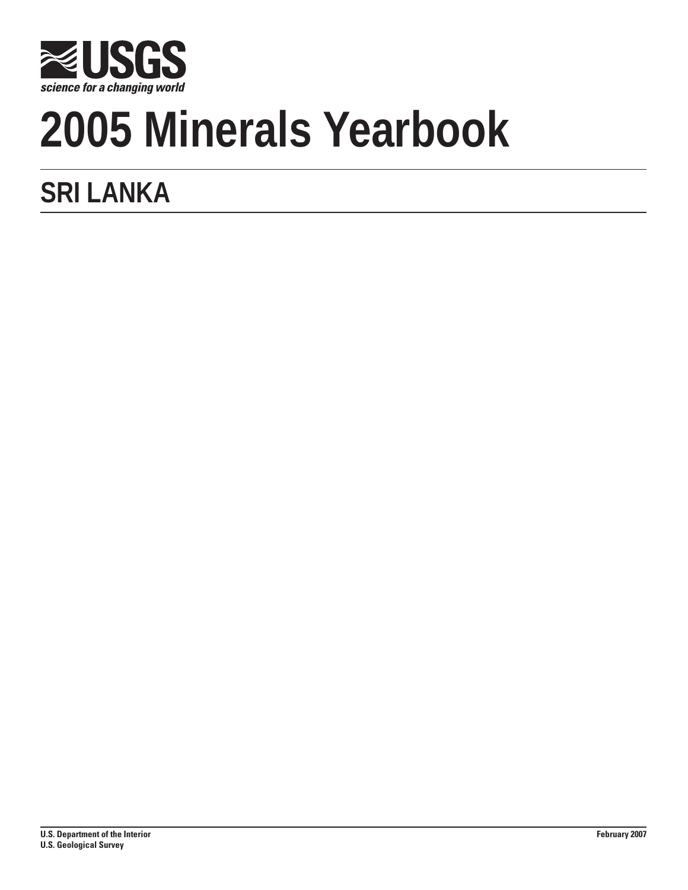USGS

*science for a changing world*

# 2005 Minerals Yearbook

## SRI LANKA

**U.S. Department of the Interior**
**U.S. Geological Survey**

**February 2007**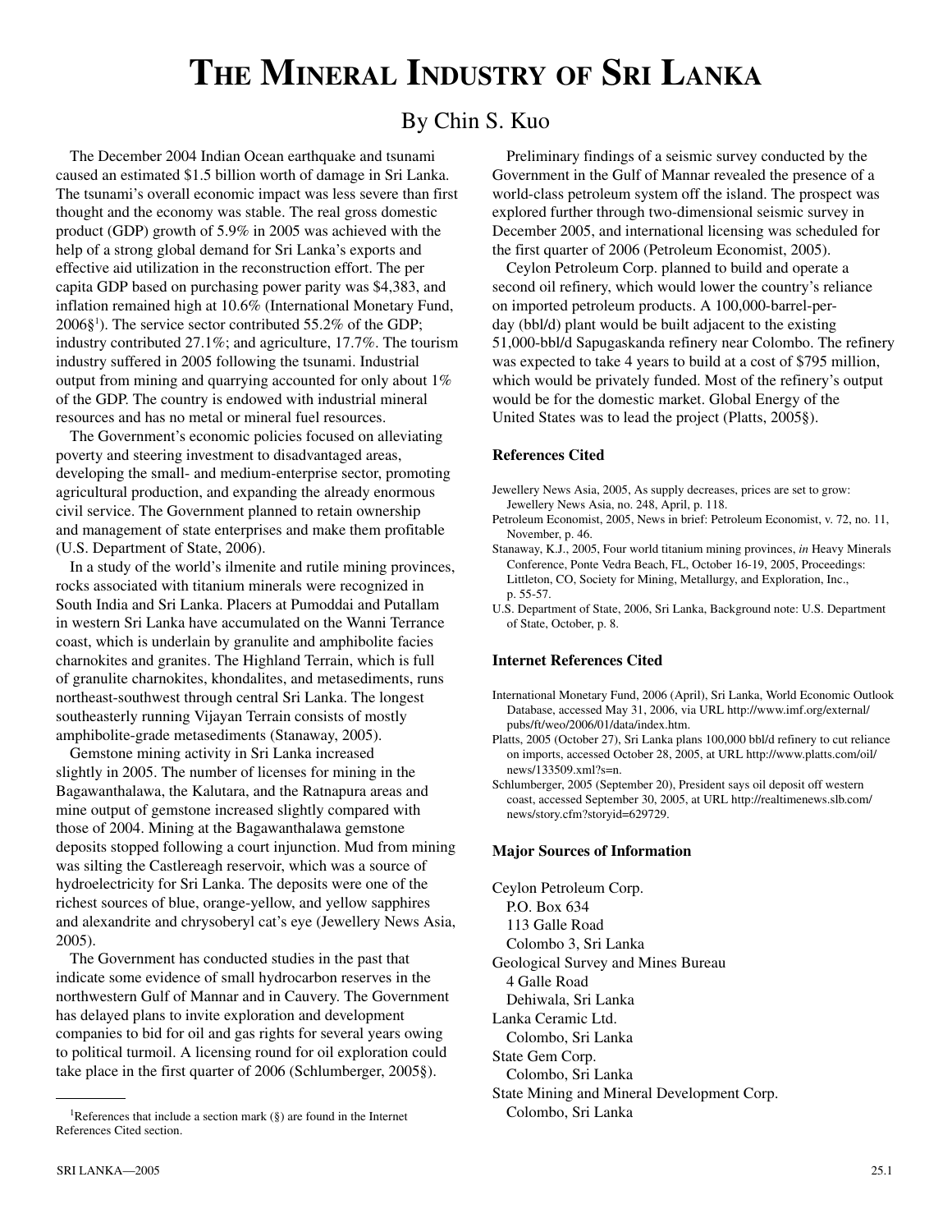# The Mineral Industry of Sri Lanka

By Chin S. Kuo

The December 2004 Indian Ocean earthquake and tsunami caused an estimated $1.5 billion worth of damage in Sri Lanka. The tsunami's overall economic impact was less severe than first thought and the economy was stable. The real gross domestic product (GDP) growth of 5.9% in 2005 was achieved with the help of a strong global demand for Sri Lanka's exports and effective aid utilization in the reconstruction effort. The per capita GDP based on purchasing power parity was $4,383, and inflation remained high at 10.6% (International Monetary Fund, 2006§[1]). The service sector contributed 55.2% of the GDP; industry contributed 27.1%; and agriculture, 17.7%. The tourism industry suffered in 2005 following the tsunami. Industrial output from mining and quarrying accounted for only about 1% of the GDP. The country is endowed with industrial mineral resources and has no metal or mineral fuel resources.

The Government's economic policies focused on alleviating poverty and steering investment to disadvantaged areas, developing the small- and medium-enterprise sector, promoting agricultural production, and expanding the already enormous civil service. The Government planned to retain ownership and management of state enterprises and make them profitable (U.S. Department of State, 2006).

In a study of the world's ilmenite and rutile mining provinces, rocks associated with titanium minerals were recognized in South India and Sri Lanka. Placers at Pumoddai and Putallam in western Sri Lanka have accumulated on the Wanni Terrance coast, which is underlain by granulite and amphibolite facies charnokites and granites. The Highland Terrain, which is full of granulite charnokites, khondalites, and metasediments, runs northeast-southwest through central Sri Lanka. The longest southeasterly running Vijayan Terrain consists of mostly amphibolite-grade metasediments (Stanaway, 2005).

Gemstone mining activity in Sri Lanka increased slightly in 2005. The number of licenses for mining in the Bagawanthalawa, the Kalutara, and the Ratnapura areas and mine output of gemstone increased slightly compared with those of 2004. Mining at the Bagawanthalawa gemstone deposits stopped following a court injunction. Mud from mining was silting the Castlereagh reservoir, which was a source of hydroelectricity for Sri Lanka. The deposits were one of the richest sources of blue, orange-yellow, and yellow sapphires and alexandrite and chrysoberyl cat's eye (Jewellery News Asia, 2005).

The Government has conducted studies in the past that indicate some evidence of small hydrocarbon reserves in the northwestern Gulf of Mannar and in Cauvery. The Government has delayed plans to invite exploration and development companies to bid for oil and gas rights for several years owing to political turmoil. A licensing round for oil exploration could take place in the first quarter of 2006 (Schlumberger, 2005§).

Preliminary findings of a seismic survey conducted by the Government in the Gulf of Mannar revealed the presence of a world-class petroleum system off the island. The prospect was explored further through two-dimensional seismic survey in December 2005, and international licensing was scheduled for the first quarter of 2006 (Petroleum Economist, 2005).

Ceylon Petroleum Corp. planned to build and operate a second oil refinery, which would lower the country's reliance on imported petroleum products. A 100,000-barrel-per-day (bbl/d) plant would be built adjacent to the existing 51,000-bbl/d Sapugaskanda refinery near Colombo. The refinery was expected to take 4 years to build at a cost of $795 million, which would be privately funded. Most of the refinery's output would be for the domestic market. Global Energy of the United States was to lead the project (Platts, 2005§).

### References Cited

- Jewellery News Asia, 2005, As supply decreases, prices are set to grow: Jewellery News Asia, no. 248, April, p. 118.
- Petroleum Economist, 2005, News in brief: Petroleum Economist, v. 72, no. 11, November, p. 46.
- Stanaway, K.J., 2005, Four world titanium mining provinces, *in* Heavy Minerals Conference, Ponte Vedra Beach, FL, October 16-19, 2005, Proceedings: Littleton, CO, Society for Mining, Metallurgy, and Exploration, Inc., p. 55-57.
- U.S. Department of State, 2006, Sri Lanka, Background note: U.S. Department of State, October, p. 8.

### Internet References Cited

- International Monetary Fund, 2006 (April), Sri Lanka, World Economic Outlook Database, accessed May 31, 2006, via URL http://www.imf.org/external/pubs/ft/weo/2006/01/data/index.htm.
- Platts, 2005 (October 27), Sri Lanka plans 100,000 bbl/d refinery to cut reliance on imports, accessed October 28, 2005, at URL http://www.platts.com/oil/news/133509.xml?s=n.
- Schlumberger, 2005 (September 20), President says oil deposit off western coast, accessed September 30, 2005, at URL http://realtimenews.slb.com/news/story.cfm?storyid=629729.

### Major Sources of Information

Ceylon Petroleum Corp.
P.O. Box 634
113 Galle Road
Colombo 3, Sri Lanka

Geological Survey and Mines Bureau
4 Galle Road
Dehiwala, Sri Lanka

Lanka Ceramic Ltd.
Colombo, Sri Lanka

State Gem Corp.
Colombo, Sri Lanka

State Mining and Mineral Development Corp.
Colombo, Sri Lanka

---

[1] References that include a section mark (§) are found in the Internet References Cited section.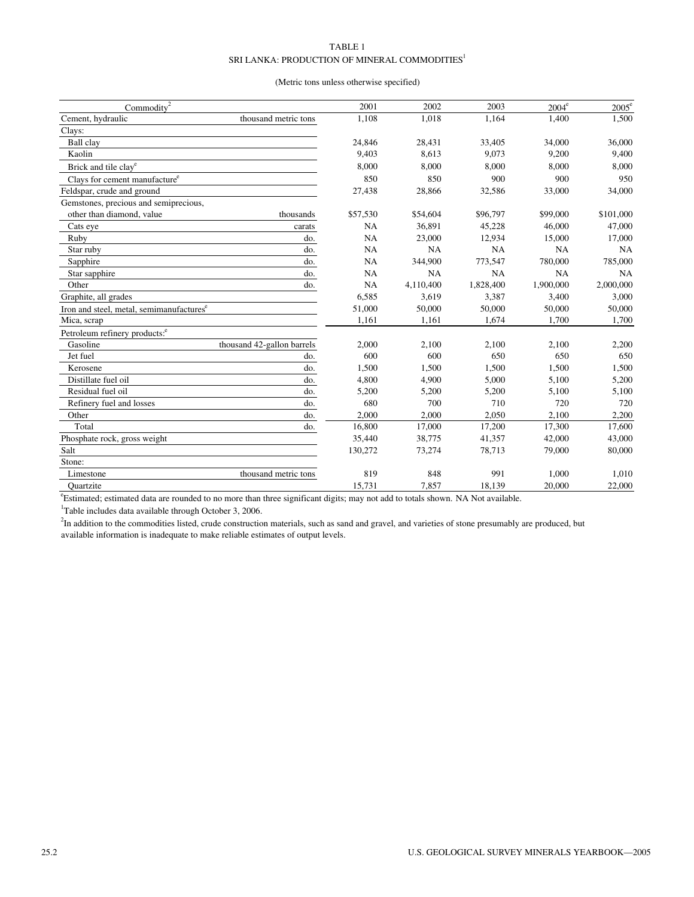TABLE 1
SRI LANKA: PRODUCTION OF MINERAL COMMODITIES[1]

(Metric tons unless otherwise specified)

| Commodity[2] | | 2001 | 2002 | 2003 | 2004[e] | 2005[e] |
|---|---|---|---|---|---|---|
| Cement, hydraulic | thousand metric tons | 1,108 | 1,018 | 1,164 | 1,400 | 1,500 |
| Clays: | | | | | | |
| Ball clay | | 24,846 | 28,431 | 33,405 | 34,000 | 36,000 |
| Kaolin | | 9,403 | 8,613 | 9,073 | 9,200 | 9,400 |
| Brick and tile clay[e] | | 8,000 | 8,000 | 8,000 | 8,000 | 8,000 |
| Clays for cement manufacture[e] | | 850 | 850 | 900 | 900 | 950 |
| Feldspar, crude and ground | | 27,438 | 28,866 | 32,586 | 33,000 | 34,000 |
| Gemstones, precious and semiprecious, | | | | | | |
| other than diamond, value | thousands | $57,530 | $54,604 | $96,797 | $99,000 | $101,000 |
| Cats eye | carats | NA | 36,891 | 45,228 | 46,000 | 47,000 |
| Ruby | do. | NA | 23,000 | 12,934 | 15,000 | 17,000 |
| Star ruby | do. | NA | NA | NA | NA | NA |
| Sapphire | do. | NA | 344,900 | 773,547 | 780,000 | 785,000 |
| Star sapphire | do. | NA | NA | NA | NA | NA |
| Other | do. | NA | 4,110,400 | 1,828,400 | 1,900,000 | 2,000,000 |
| Graphite, all grades | | 6,585 | 3,619 | 3,387 | 3,400 | 3,000 |
| Iron and steel, metal, semimanufactures[e] | | 51,000 | 50,000 | 50,000 | 50,000 | 50,000 |
| Mica, scrap | | 1,161 | 1,161 | 1,674 | 1,700 | 1,700 |
| Petroleum refinery products:[e] | | | | | | |
| Gasoline | thousand 42-gallon barrels | 2,000 | 2,100 | 2,100 | 2,100 | 2,200 |
| Jet fuel | do. | 600 | 600 | 650 | 650 | 650 |
| Kerosene | do. | 1,500 | 1,500 | 1,500 | 1,500 | 1,500 |
| Distillate fuel oil | do. | 4,800 | 4,900 | 5,000 | 5,100 | 5,200 |
| Residual fuel oil | do. | 5,200 | 5,200 | 5,200 | 5,100 | 5,100 |
| Refinery fuel and losses | do. | 680 | 700 | 710 | 720 | 720 |
| Other | do. | 2,000 | 2,000 | 2,050 | 2,100 | 2,200 |
| Total | do. | 16,800 | 17,000 | 17,200 | 17,300 | 17,600 |
| Phosphate rock, gross weight | | 35,440 | 38,775 | 41,357 | 42,000 | 43,000 |
| Salt | | 130,272 | 73,274 | 78,713 | 79,000 | 80,000 |
| Stone: | | | | | | |
| Limestone | thousand metric tons | 819 | 848 | 991 | 1,000 | 1,010 |
| Quartzite | | 15,731 | 7,857 | 18,139 | 20,000 | 22,000 |

[e]Estimated; estimated data are rounded to no more than three significant digits; may not add to totals shown. NA Not available.

[1]Table includes data available through October 3, 2006.

[2]In addition to the commodities listed, crude construction materials, such as sand and gravel, and varieties of stone presumably are produced, but available information is inadequate to make reliable estimates of output levels.